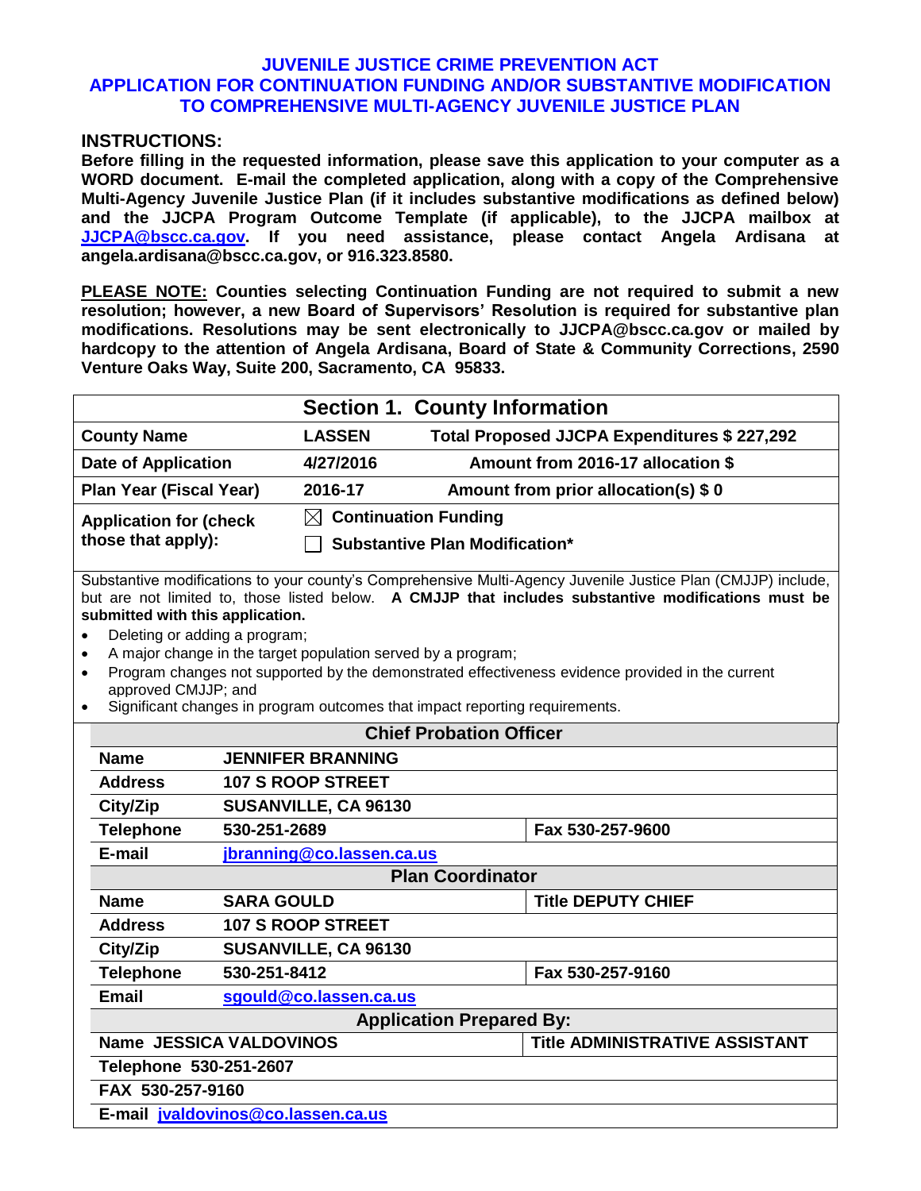# JUVENILE JUSTICE CRIME PREVENTION ACT
# APPLICATION FOR CONTINUATION FUNDING AND/OR SUBSTANTIVE MODIFICATION TO COMPREHENSIVE MULTI-AGENCY JUVENILE JUSTICE PLAN

## INSTRUCTIONS:

**Before filling in the requested information, please save this application to your computer as a WORD document. E-mail the completed application, along with a copy of the Comprehensive Multi-Agency Juvenile Justice Plan (if it includes substantive modifications as defined below) and the JJCPA Program Outcome Template (if applicable), to the JJCPA mailbox at JJCPA@bscc.ca.gov. If you need assistance, please contact Angela Ardisana at angela.ardisana@bscc.ca.gov, or 916.323.8580.**

**PLEASE NOTE: Counties selecting Continuation Funding are not required to submit a new resolution; however, a new Board of Supervisors' Resolution is required for substantive plan modifications. Resolutions may be sent electronically to JJCPA@bscc.ca.gov or mailed by hardcopy to the attention of Angela Ardisana, Board of State & Community Corrections, 2590 Venture Oaks Way, Suite 200, Sacramento, CA 95833.**

## Section 1. County Information

| | | |
|---|---|---|
| **County Name** | **LASSEN** | **Total Proposed JJCPA Expenditures $ 227,292** |
| **Date of Application** | **4/27/2016** | **Amount from 2016-17 allocation $** |
| **Plan Year (Fiscal Year)** | **2016-17** | **Amount from prior allocation(s) $ 0** |
| **Application for (check those that apply):** | ☒ **Continuation Funding**<br>☐ **Substantive Plan Modification\*** | |

Substantive modifications to your county's Comprehensive Multi-Agency Juvenile Justice Plan (CMJJP) include, but are not limited to, those listed below. **A CMJJP that includes substantive modifications must be submitted with this application.**

- Deleting or adding a program;
- A major change in the target population served by a program;
- Program changes not supported by the demonstrated effectiveness evidence provided in the current approved CMJJP; and
- Significant changes in program outcomes that impact reporting requirements.

| **Chief Probation Officer** | | |
|---|---|---|
| **Name** | **JENNIFER BRANNING** | |
| **Address** | **107 S ROOP STREET** | |
| **City/Zip** | **SUSANVILLE, CA 96130** | |
| **Telephone** | **530-251-2689** | **Fax 530-257-9600** |
| **E-mail** | **jbranning@co.lassen.ca.us** | |

| **Plan Coordinator** | | |
|---|---|---|
| **Name** | **SARA GOULD** | **Title DEPUTY CHIEF** |
| **Address** | **107 S ROOP STREET** | |
| **City/Zip** | **SUSANVILLE, CA 96130** | |
| **Telephone** | **530-251-8412** | **Fax 530-257-9160** |
| **Email** | **sgould@co.lassen.ca.us** | |

| **Application Prepared By:** | |
|---|---|
| **Name JESSICA VALDOVINOS** | **Title ADMINISTRATIVE ASSISTANT** |
| **Telephone 530-251-2607** | |
| **FAX 530-257-9160** | |
| **E-mail jvaldovinos@co.lassen.ca.us** | |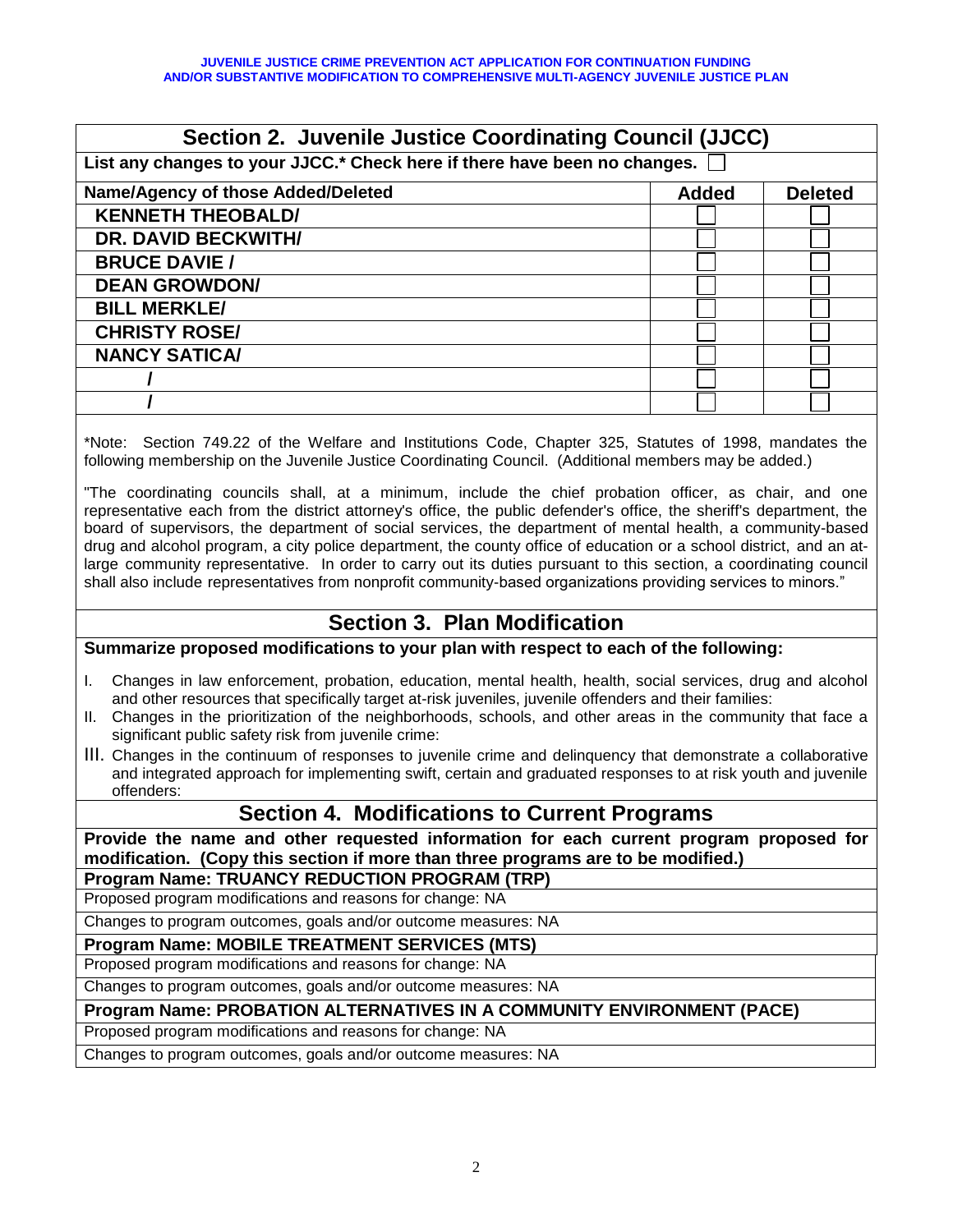JUVENILE JUSTICE CRIME PREVENTION ACT APPLICATION FOR CONTINUATION FUNDING AND/OR SUBSTANTIVE MODIFICATION TO COMPREHENSIVE MULTI-AGENCY JUVENILE JUSTICE PLAN

## Section 2. Juvenile Justice Coordinating Council (JJCC)

**List any changes to your JJCC.* Check here if there have been no changes. ☐**

| Name/Agency of those Added/Deleted | Added | Deleted |
| --- | --- | --- |
| KENNETH THEOBALD/ | ☐ | ☐ |
| DR. DAVID BECKWITH/ | ☐ | ☐ |
| BRUCE DAVIE / | ☐ | ☐ |
| DEAN GROWDON/ | ☐ | ☐ |
| BILL MERKLE/ | ☐ | ☐ |
| CHRISTY ROSE/ | ☐ | ☐ |
| NANCY SATICA/ | ☐ | ☐ |
| / | ☐ | ☐ |
| / | ☐ | ☐ |

*Note: Section 749.22 of the Welfare and Institutions Code, Chapter 325, Statutes of 1998, mandates the following membership on the Juvenile Justice Coordinating Council. (Additional members may be added.)

"The coordinating councils shall, at a minimum, include the chief probation officer, as chair, and one representative each from the district attorney's office, the public defender's office, the sheriff's department, the board of supervisors, the department of social services, the department of mental health, a community-based drug and alcohol program, a city police department, the county office of education or a school district, and an at-large community representative. In order to carry out its duties pursuant to this section, a coordinating council shall also include representatives from nonprofit community-based organizations providing services to minors."

## Section 3. Plan Modification

**Summarize proposed modifications to your plan with respect to each of the following:**

I. Changes in law enforcement, probation, education, mental health, health, social services, drug and alcohol and other resources that specifically target at-risk juveniles, juvenile offenders and their families:

II. Changes in the prioritization of the neighborhoods, schools, and other areas in the community that face a significant public safety risk from juvenile crime:

III. Changes in the continuum of responses to juvenile crime and delinquency that demonstrate a collaborative and integrated approach for implementing swift, certain and graduated responses to at risk youth and juvenile offenders:

## Section 4. Modifications to Current Programs

**Provide the name and other requested information for each current program proposed for modification. (Copy this section if more than three programs are to be modified.)**

**Program Name: TRUANCY REDUCTION PROGRAM (TRP)**

Proposed program modifications and reasons for change: NA

Changes to program outcomes, goals and/or outcome measures: NA

**Program Name: MOBILE TREATMENT SERVICES (MTS)**

Proposed program modifications and reasons for change: NA

Changes to program outcomes, goals and/or outcome measures: NA

**Program Name: PROBATION ALTERNATIVES IN A COMMUNITY ENVIRONMENT (PACE)**

Proposed program modifications and reasons for change: NA

Changes to program outcomes, goals and/or outcome measures: NA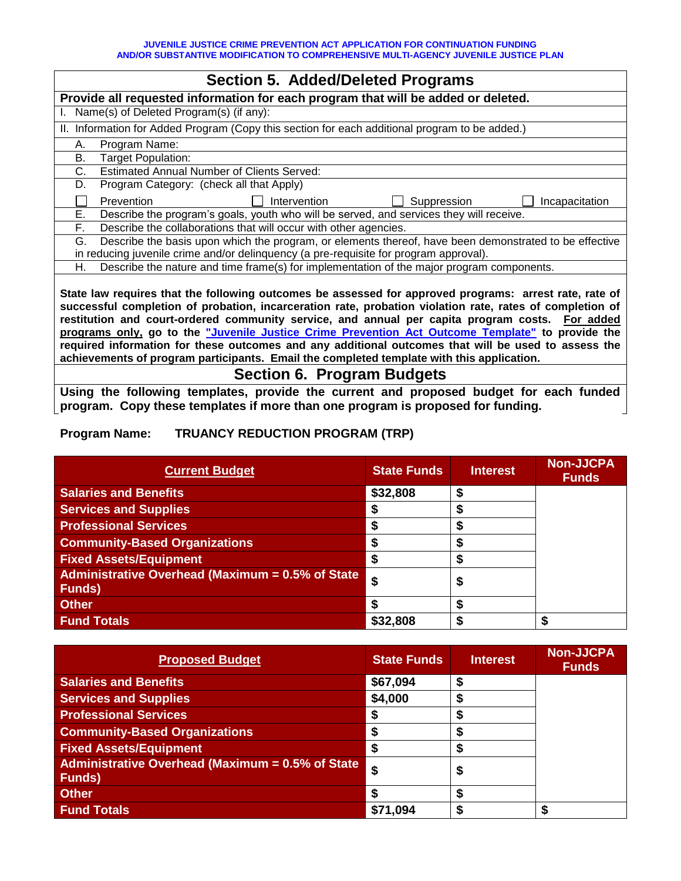JUVENILE JUSTICE CRIME PREVENTION ACT APPLICATION FOR CONTINUATION FUNDING AND/OR SUBSTANTIVE MODIFICATION TO COMPREHENSIVE MULTI-AGENCY JUVENILE JUSTICE PLAN

## Section 5. Added/Deleted Programs

**Provide all requested information for each program that will be added or deleted.**

I. Name(s) of Deleted Program(s) (if any):

II. Information for Added Program (Copy this section for each additional program to be added.)

A. Program Name:

B. Target Population:

C. Estimated Annual Number of Clients Served:

D. Program Category: (check all that Apply)

☐ Prevention ☐ Intervention ☐ Suppression ☐ Incapacitation

E. Describe the program's goals, youth who will be served, and services they will receive.

F. Describe the collaborations that will occur with other agencies.

G. Describe the basis upon which the program, or elements thereof, have been demonstrated to be effective in reducing juvenile crime and/or delinquency (a pre-requisite for program approval).

H. Describe the nature and time frame(s) for implementation of the major program components.

**State law requires that the following outcomes be assessed for approved programs: arrest rate, rate of successful completion of probation, incarceration rate, probation violation rate, rates of completion of restitution and court-ordered community service, and annual per capita program costs. For added programs only, go to the "Juvenile Justice Crime Prevention Act Outcome Template" to provide the required information for these outcomes and any additional outcomes that will be used to assess the achievements of program participants. Email the completed template with this application.**

## Section 6. Program Budgets

**Using the following templates, provide the current and proposed budget for each funded program. Copy these templates if more than one program is proposed for funding.**

**Program Name: TRUANCY REDUCTION PROGRAM (TRP)**

| Current Budget | State Funds | Interest | Non-JJCPA Funds |
|---|---|---|---|
| Salaries and Benefits | $32,808 | $ | |
| Services and Supplies | $ | $ | |
| Professional Services | $ | $ | |
| Community-Based Organizations | $ | $ | |
| Fixed Assets/Equipment | $ | $ | |
| Administrative Overhead (Maximum = 0.5% of State Funds) | $ | $ | |
| Other | $ | $ | |
| Fund Totals | $32,808 | $ | $ |

| Proposed Budget | State Funds | Interest | Non-JJCPA Funds |
|---|---|---|---|
| Salaries and Benefits | $67,094 | $ | |
| Services and Supplies | $4,000 | $ | |
| Professional Services | $ | $ | |
| Community-Based Organizations | $ | $ | |
| Fixed Assets/Equipment | $ | $ | |
| Administrative Overhead (Maximum = 0.5% of State Funds) | $ | $ | |
| Other | $ | $ | |
| Fund Totals | $71,094 | $ | $ |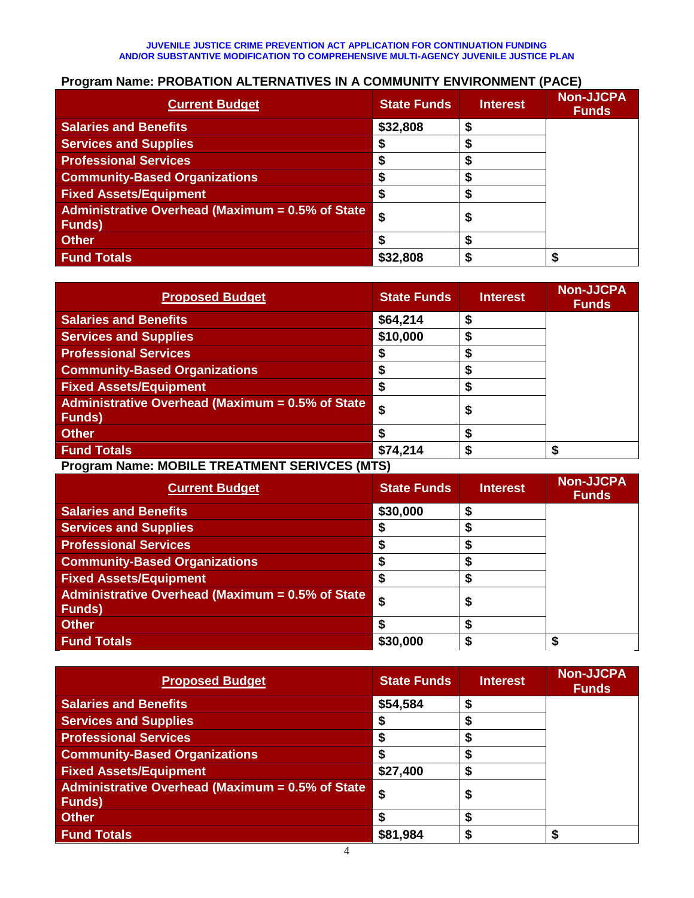**JUVENILE JUSTICE CRIME PREVENTION ACT APPLICATION FOR CONTINUATION FUNDING AND/OR SUBSTANTIVE MODIFICATION TO COMPREHENSIVE MULTI-AGENCY JUVENILE JUSTICE PLAN**

### Program Name: PROBATION ALTERNATIVES IN A COMMUNITY ENVIRONMENT (PACE)

| Current Budget | State Funds | Interest | Non-JJCPA Funds |
|---|---|---|---|
| Salaries and Benefits | $32,808 | $ | |
| Services and Supplies | $ | $ | |
| Professional Services | $ | $ | |
| Community-Based Organizations | $ | $ | |
| Fixed Assets/Equipment | $ | $ | |
| Administrative Overhead (Maximum = 0.5% of State Funds) | $ | $ | |
| Other | $ | $ | |
| Fund Totals | $32,808 | $ | $ |

| Proposed Budget | State Funds | Interest | Non-JJCPA Funds |
|---|---|---|---|
| Salaries and Benefits | $64,214 | $ | |
| Services and Supplies | $10,000 | $ | |
| Professional Services | $ | $ | |
| Community-Based Organizations | $ | $ | |
| Fixed Assets/Equipment | $ | $ | |
| Administrative Overhead (Maximum = 0.5% of State Funds) | $ | $ | |
| Other | $ | $ | |
| Fund Totals | $74,214 | $ | $ |

### Program Name: MOBILE TREATMENT SERIVCES (MTS)

| Current Budget | State Funds | Interest | Non-JJCPA Funds |
|---|---|---|---|
| Salaries and Benefits | $30,000 | $ | |
| Services and Supplies | $ | $ | |
| Professional Services | $ | $ | |
| Community-Based Organizations | $ | $ | |
| Fixed Assets/Equipment | $ | $ | |
| Administrative Overhead (Maximum = 0.5% of State Funds) | $ | $ | |
| Other | $ | $ | |
| Fund Totals | $30,000 | $ | $ |

| Proposed Budget | State Funds | Interest | Non-JJCPA Funds |
|---|---|---|---|
| Salaries and Benefits | $54,584 | $ | |
| Services and Supplies | $ | $ | |
| Professional Services | $ | $ | |
| Community-Based Organizations | $ | $ | |
| Fixed Assets/Equipment | $27,400 | $ | |
| Administrative Overhead (Maximum = 0.5% of State Funds) | $ | $ | |
| Other | $ | $ | |
| Fund Totals | $81,984 | $ | $ |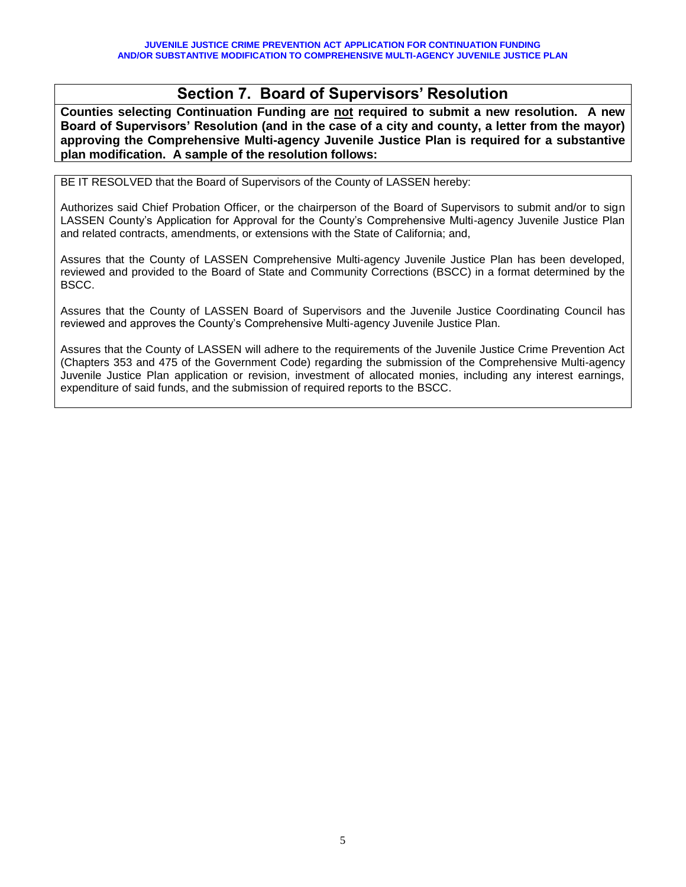## Section 7. Board of Supervisors' Resolution

**Counties selecting Continuation Funding are not required to submit a new resolution. A new Board of Supervisors' Resolution (and in the case of a city and county, a letter from the mayor) approving the Comprehensive Multi-agency Juvenile Justice Plan is required for a substantive plan modification. A sample of the resolution follows:**

BE IT RESOLVED that the Board of Supervisors of the County of LASSEN hereby:

Authorizes said Chief Probation Officer, or the chairperson of the Board of Supervisors to submit and/or to sign LASSEN County's Application for Approval for the County's Comprehensive Multi-agency Juvenile Justice Plan and related contracts, amendments, or extensions with the State of California; and,

Assures that the County of LASSEN Comprehensive Multi-agency Juvenile Justice Plan has been developed, reviewed and provided to the Board of State and Community Corrections (BSCC) in a format determined by the BSCC.

Assures that the County of LASSEN Board of Supervisors and the Juvenile Justice Coordinating Council has reviewed and approves the County's Comprehensive Multi-agency Juvenile Justice Plan.

Assures that the County of LASSEN will adhere to the requirements of the Juvenile Justice Crime Prevention Act (Chapters 353 and 475 of the Government Code) regarding the submission of the Comprehensive Multi-agency Juvenile Justice Plan application or revision, investment of allocated monies, including any interest earnings, expenditure of said funds, and the submission of required reports to the BSCC.